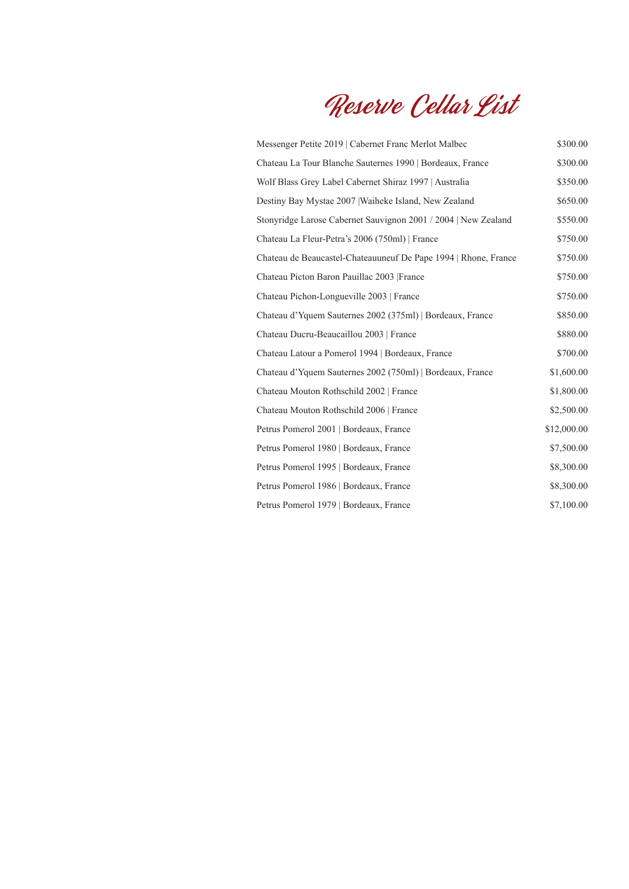# Reserve Cellar List

| Wine | Price |
|---|---|
| Messenger Petite 2019 \| Cabernet Franc Merlot Malbec | $300.00 |
| Chateau La Tour Blanche Sauternes 1990 \| Bordeaux, France | $300.00 |
| Wolf Blass Grey Label Cabernet Shiraz 1997 \| Australia | $350.00 |
| Destiny Bay Mystae 2007 \|Waiheke Island, New Zealand | $650.00 |
| Stonyridge Larose Cabernet Sauvignon 2001 / 2004 \| New Zealand | $550.00 |
| Chateau La Fleur-Petra's 2006 (750ml) \| France | $750.00 |
| Chateau de Beaucastel-Chateauuneuf De Pape 1994 \| Rhone, France | $750.00 |
| Chateau Picton Baron Pauillac 2003 \|France | $750.00 |
| Chateau Pichon-Longueville 2003 \| France | $750.00 |
| Chateau d'Yquem Sauternes 2002 (375ml) \| Bordeaux, France | $850.00 |
| Chateau Ducru-Beaucaillou 2003 \| France | $880.00 |
| Chateau Latour a Pomerol 1994 \| Bordeaux, France | $700.00 |
| Chateau d'Yquem Sauternes 2002 (750ml) \| Bordeaux, France | $1,600.00 |
| Chateau Mouton Rothschild 2002 \| France | $1,800.00 |
| Chateau Mouton Rothschild 2006 \| France | $2,500.00 |
| Petrus Pomerol 2001 \| Bordeaux, France | $12,000.00 |
| Petrus Pomerol 1980 \| Bordeaux, France | $7,500.00 |
| Petrus Pomerol 1995 \| Bordeaux, France | $8,300.00 |
| Petrus Pomerol 1986 \| Bordeaux, France | $8,300.00 |
| Petrus Pomerol 1979 \| Bordeaux, France | $7,100.00 |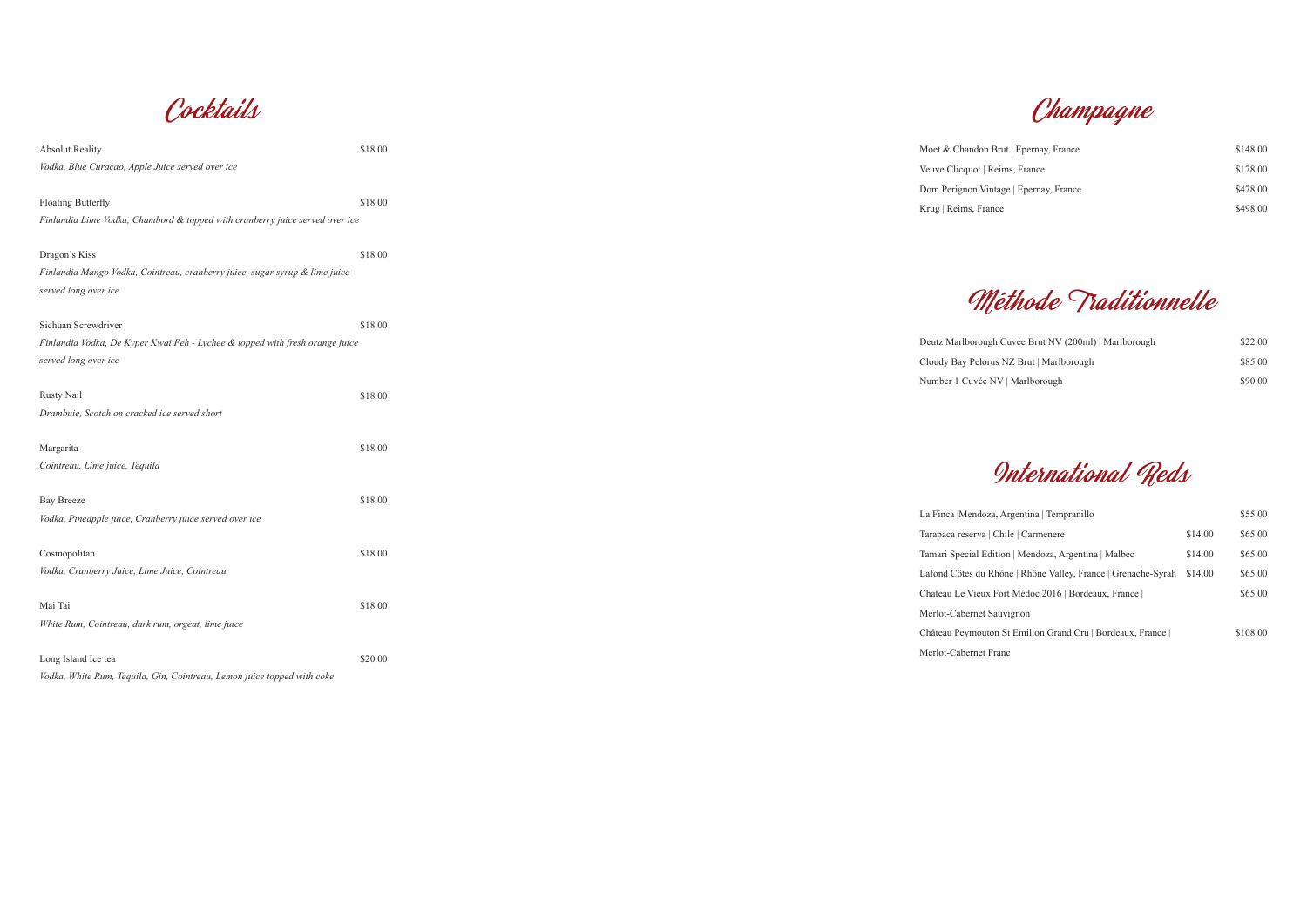# Cocktails

Absolute Reality $18.00
*Vodka, Blue Curacao, Apple Juice served over ice*

Floating Butterfly $18.00
*Finlandia Lime Vodka, Chambord & topped with cranberry juice served over ice*

Dragon's Kiss $18.00
*Finlandia Mango Vodka, Cointreau, cranberry juice, sugar syrup & lime juice served long over ice*

Sichuan Screwdriver $18.00
*Finlandia Vodka, De Kyper Kwai Feh - Lychee & topped with fresh orange juice served long over ice*

Rusty Nail $18.00
*Drambuie, Scotch on cracked ice served short*

Margarita $18.00
*Cointreau, Lime juice, Tequila*

Bay Breeze $18.00
*Vodka, Pineapple juice, Cranberry juice served over ice*

Cosmopolitan $18.00
*Vodka, Cranberry Juice, Lime Juice, Cointreau*

Mai Tai $18.00
*White Rum, Cointreau, dark rum, orgeat, lime juice*

Long Island Ice tea $20.00
*Vodka, White Rum, Tequila, Gin, Cointreau, Lemon juice topped with coke*

# Champagne

| | |
|---|---|
| Moet & Chandon Brut \| Epernay, France | $148.00 |
| Veuve Clicquot \| Reims, France | $178.00 |
| Dom Perignon Vintage \| Epernay, France | $478.00 |
| Krug \| Reims, France | $498.00 |

# Méthode Traditionnelle

| | |
|---|---|
| Deutz Marlborough Cuvée Brut NV (200ml) \| Marlborough | $22.00 |
| Cloudy Bay Pelorus NZ Brut \| Marlborough | $85.00 |
| Number 1 Cuvée NV \| Marlborough | $90.00 |

# International Reds

| | | |
|---|---|---|
| La Finca \|Mendoza, Argentina \| Tempranillo | | $55.00 |
| Tarapaca reserva \| Chile \| Carmenere | $14.00 | $65.00 |
| Tamari Special Edition \| Mendoza, Argentina \| Malbec | $14.00 | $65.00 |
| Lafond Côtes du Rhône \| Rhône Valley, France \| Grenache-Syrah | $14.00 | $65.00 |
| Chateau Le Vieux Fort Médoc 2016 \| Bordeaux, France \| Merlot-Cabernet Sauvignon | | $65.00 |
| Château Peymouton St Emilion Grand Cru \| Bordeaux, France \| Merlot-Cabernet Franc | | $108.00 |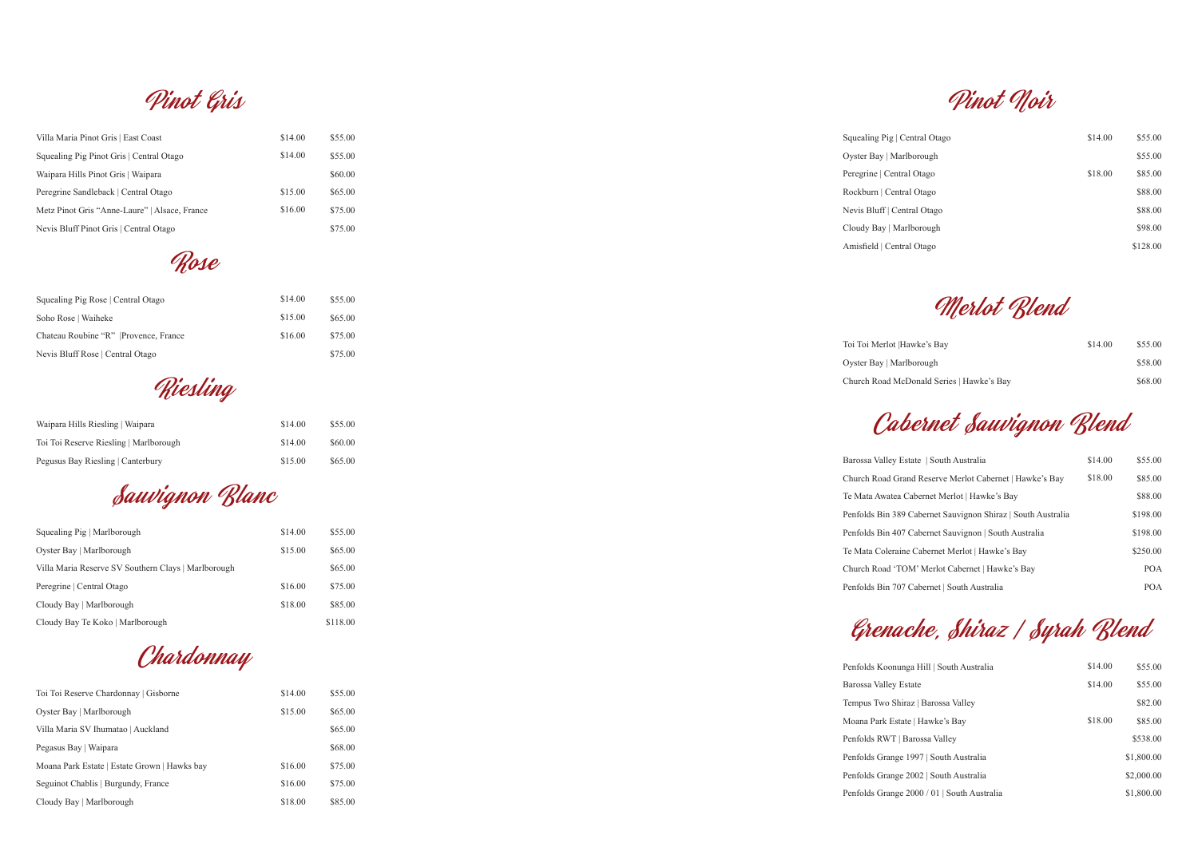## Pinot Gris

| | | |
|---|---|---|
| Villa Maria Pinot Gris \| East Coast | $14.00 | $55.00 |
| Squealing Pig Pinot Gris \| Central Otago | $14.00 | $55.00 |
| Waipara Hills Pinot Gris \| Waipara | | $60.00 |
| Peregrine Sandleback \| Central Otago | $15.00 | $65.00 |
| Metz Pinot Gris "Anne-Laure" \| Alsace, France | $16.00 | $75.00 |
| Nevis Bluff Pinot Gris \| Central Otago | | $75.00 |

## Rose

| | | |
|---|---|---|
| Squealing Pig Rose \| Central Otago | $14.00 | $55.00 |
| Soho Rose \| Waiheke | $15.00 | $65.00 |
| Chateau Roubine "R" \|Provence, France | $16.00 | $75.00 |
| Nevis Bluff Rose \| Central Otago | | $75.00 |

## Riesling

| | | |
|---|---|---|
| Waipara Hills Riesling \| Waipara | $14.00 | $55.00 |
| Toi Toi Reserve Riesling \| Marlborough | $14.00 | $60.00 |
| Pegusus Bay Riesling \| Canterbury | $15.00 | $65.00 |

## Sauvignon Blanc

| | | |
|---|---|---|
| Squealing Pig \| Marlborough | $14.00 | $55.00 |
| Oyster Bay \| Marlborough | $15.00 | $65.00 |
| Villa Maria Reserve SV Southern Clays \| Marlborough | | $65.00 |
| Peregrine \| Central Otago | $16.00 | $75.00 |
| Cloudy Bay \| Marlborough | $18.00 | $85.00 |
| Cloudy Bay Te Koko \| Marlborough | | $118.00 |

## Chardonnay

| | | |
|---|---|---|
| Toi Toi Reserve Chardonnay \| Gisborne | $14.00 | $55.00 |
| Oyster Bay \| Marlborough | $15.00 | $65.00 |
| Villa Maria SV Ihumatao \| Auckland | | $65.00 |
| Pegasus Bay \| Waipara | | $68.00 |
| Moana Park Estate \| Estate Grown \| Hawks bay | $16.00 | $75.00 |
| Seguinot Chablis \| Burgundy, France | $16.00 | $75.00 |
| Cloudy Bay \| Marlborough | $18.00 | $85.00 |

## Pinot Noir

| | | |
|---|---|---|
| Squealing Pig \| Central Otago | $14.00 | $55.00 |
| Oyster Bay \| Marlborough | | $55.00 |
| Peregrine \| Central Otago | $18.00 | $85.00 |
| Rockburn \| Central Otago | | $88.00 |
| Nevis Bluff \| Central Otago | | $88.00 |
| Cloudy Bay \| Marlborough | | $98.00 |
| Amisfield \| Central Otago | | $128.00 |

## Merlot Blend

| | | |
|---|---|---|
| Toi Toi Merlot \|Hawke's Bay | $14.00 | $55.00 |
| Oyster Bay \| Marlborough | | $58.00 |
| Church Road McDonald Series \| Hawke's Bay | | $68.00 |

## Cabernet Sauvignon Blend

| | | |
|---|---|---|
| Barossa Valley Estate \| South Australia | $14.00 | $55.00 |
| Church Road Grand Reserve Merlot Cabernet \| Hawke's Bay | $18.00 | $85.00 |
| Te Mata Awatea Cabernet Merlot \| Hawke's Bay | | $88.00 |
| Penfolds Bin 389 Cabernet Sauvignon Shiraz \| South Australia | | $198.00 |
| Penfolds Bin 407 Cabernet Sauvignon \| South Australia | | $198.00 |
| Te Mata Coleraine Cabernet Merlot \| Hawke's Bay | | $250.00 |
| Church Road 'TOM' Merlot Cabernet \| Hawke's Bay | | POA |
| Penfolds Bin 707 Cabernet \| South Australia | | POA |

## Grenache, Shiraz / Syrah Blend

| | | |
|---|---|---|
| Penfolds Koonunga Hill \| South Australia | $14.00 | $55.00 |
| Barossa Valley Estate | $14.00 | $55.00 |
| Tempus Two Shiraz \| Barossa Valley | | $82.00 |
| Moana Park Estate \| Hawke's Bay | $18.00 | $85.00 |
| Penfolds RWT \| Barossa Valley | | $538.00 |
| Penfolds Grange 1997 \| South Australia | | $1,800.00 |
| Penfolds Grange 2002 \| South Australia | | $2,000.00 |
| Penfolds Grange 2000 / 01 \| South Australia | | $1,800.00 |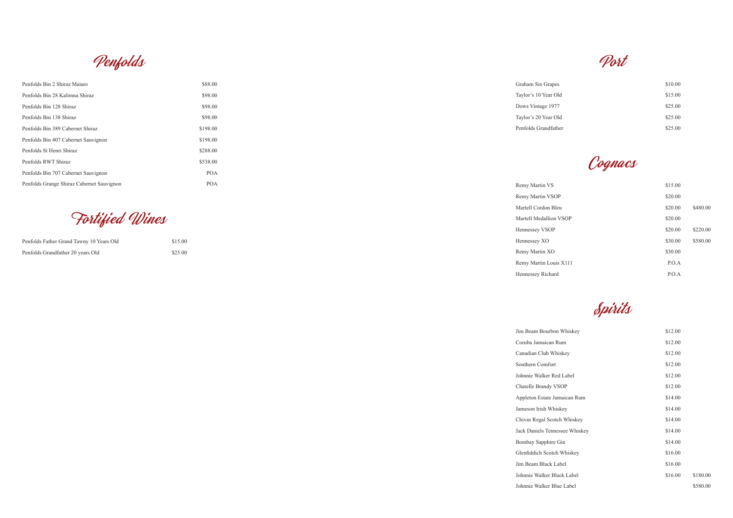## Penfolds

| Item | Price |
|---|---|
| Penfolds Bin 2 Shiraz Mataro | $88.00 |
| Penfolds Bin 28 Kalimna Shiraz | $98.00 |
| Penfolds Bin 128 Shiraz | $98.00 |
| Penfolds Bin 138 Shiraz | $98.00 |
| Penfolds Bin 389 Cabernet Shiraz | $198.00 |
| Penfolds Bin 407 Cabernet Sauvignon | $198.00 |
| Penfolds St Henri Shiraz | $288.00 |
| Penfolds RWT Shiraz | $538.00 |
| Penfolds Bin 707 Cabernet Sauvignon | POA |
| Penfolds Grange Shiraz Cabernet Sauvignon | POA |

## Fortified Wines

| Item | Price |
|---|---|
| Penfolds Father Grand Tawny 10 Years Old | $15.00 |
| Penfolds Grandfather 20 years Old | $25.00 |

## Port

| Item | Price |
|---|---|
| Graham Six Grapes | $10.00 |
| Taylor's 10 Year Old | $15.00 |
| Dows Vintage 1977 | $25.00 |
| Taylor's 20 Year Old | $25.00 |
| Penfolds Grandfather | $25.00 |

## Cognacs

| Item | Price | |
|---|---|---|
| Remy Martin VS | $15.00 | |
| Remy Martin VSOP | $20.00 | |
| Martell Cordon Bleu | $20.00 | $480.00 |
| Martell Medallion VSOP | $20.00 | |
| Hennessey VSOP | $20.00 | $220.00 |
| Hennessey XO | $30.00 | $580.00 |
| Remy Martin XO | $30.00 | |
| Remy Martin Louis X111 | P.O.A | |
| Hennessey Richard | P.O.A | |

## Spirits

| Item | Price | |
|---|---|---|
| Jim Beam Bourbon Whiskey | $12.00 | |
| Coruba Jamaican Rum | $12.00 | |
| Canadian Club Whiskey | $12.00 | |
| Southern Comfort | $12.00 | |
| Johnnie Walker Red Label | $12.00 | |
| Chatelle Brandy VSOP | $12.00 | |
| Appleton Estate Jamaican Rum | $14.00 | |
| Jameson Irish Whiskey | $14.00 | |
| Chivas Regal Scotch Whiskey | $14.00 | |
| Jack Daniels Tennessee Whiskey | $14.00 | |
| Bombay Sapphire Gin | $14.00 | |
| Glenfiddich Scotch Whiskey | $16.00 | |
| Jim Beam Black Label | $16.00 | |
| Johnnie Walker Black Label | $16.00 | $180.00 |
| Johnnie Walker Blue Label | | $580.00 |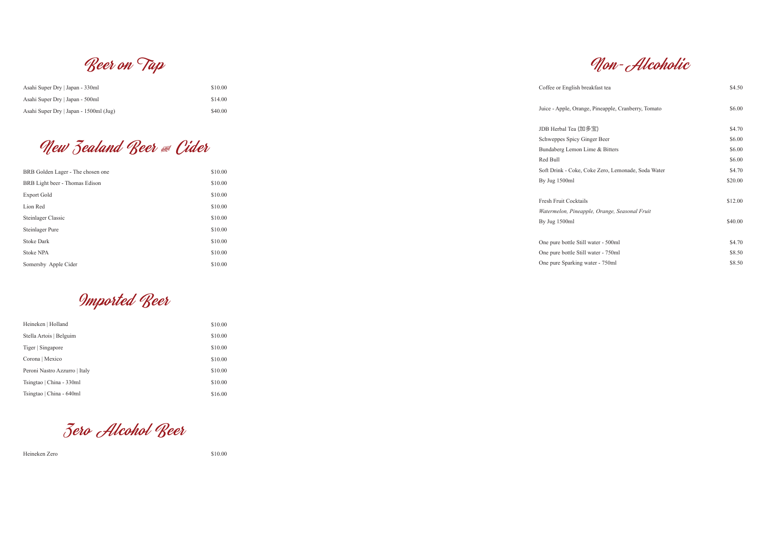## Beer on Tap

| | |
|---|---|
| Asahi Super Dry \| Japan - 330ml | $10.00 |
| Asahi Super Dry \| Japan - 500ml | $14.00 |
| Asahi Super Dry \| Japan - 1500ml (Jug) | $40.00 |

## New Zealand Beer and Cider

| | |
|---|---|
| BRB Golden Lager - The chosen one | $10.00 |
| BRB Light beer - Thomas Edison | $10.00 |
| Export Gold | $10.00 |
| Lion Red | $10.00 |
| Steinlager Classic | $10.00 |
| Steinlager Pure | $10.00 |
| Stoke Dark | $10.00 |
| Stoke NPA | $10.00 |
| Somersby Apple Cider | $10.00 |

## Imported Beer

| | |
|---|---|
| Heineken \| Holland | $10.00 |
| Stella Artois \| Belguim | $10.00 |
| Tiger \| Singapore | $10.00 |
| Corona \| Mexico | $10.00 |
| Peroni Nastro Azzurro \| Italy | $10.00 |
| Tsingtao \| China - 330ml | $10.00 |
| Tsingtao \| China - 640ml | $16.00 |

## Zero Alcohol Beer

| | |
|---|---|
| Heineken Zero | $10.00 |

## Non-Alcoholic

| | |
|---|---|
| Coffee or English breakfast tea | $4.50 |
| Juice - Apple, Orange, Pineapple, Cranberry, Tomato | $6.00 |
| JDB Herbal Tea (加多宝) | $4.70 |
| Schweppes Spicy Ginger Beer | $6.00 |
| Bundaberg Lemon Lime & Bitters | $6.00 |
| Red Bull | $6.00 |
| Soft Drink - Coke, Coke Zero, Lemonade, Soda Water | $4.70 |
| By Jug 1500ml | $20.00 |
| Fresh Fruit Cocktails | $12.00 |
| *Watermelon, Pineapple, Orange, Seasonal Fruit* | |
| By Jug 1500ml | $40.00 |
| One pure bottle Still water - 500ml | $4.70 |
| One pure bottle Still water - 750ml | $8.50 |
| One pure Sparking water - 750ml | $8.50 |